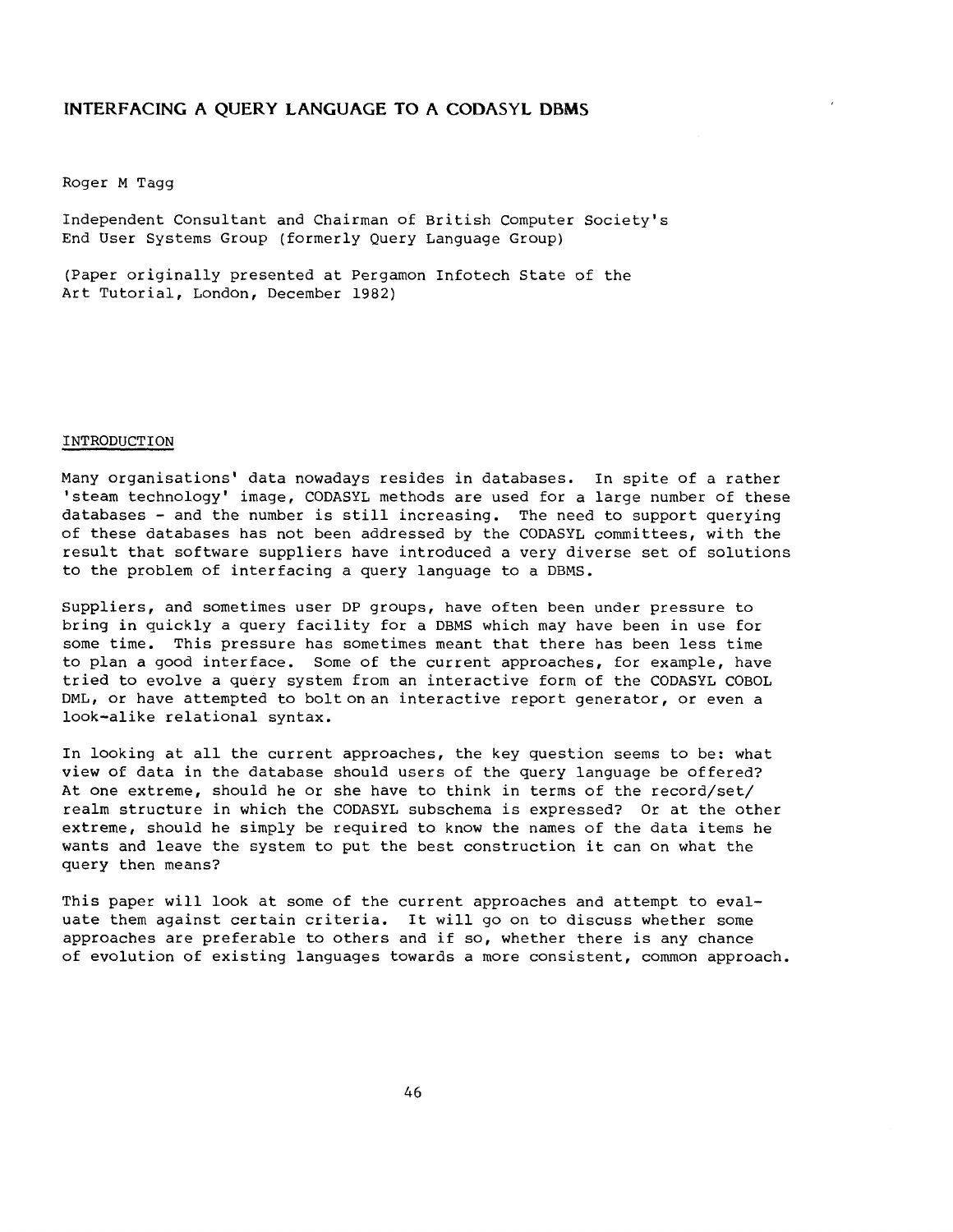# INTERFACING A QUERY LANGUAGE TO A CODASYL DBMS

Roger M Tagg

Independent Consultant and Chairman of British Computer Society's End User Systems Group (formerly Query Language Group)

(Paper originally presented at Pergamon Infotech State of the Art Tutorial, London, December 1982)

## INTRODUCTION

Many organisations' data nowadays resides in databases. In spite of a rather 'steam technology' image, CODASYL methods are used for a large number of these databases - and the number is still increasing. The need to support querying of these databases has not been addressed by the CODASYL committees, with the result that software suppliers have introduced a very diverse set of solutions to the problem of interfacing a query language to a DBMS.

Suppliers, and sometimes user DP groups, have often been under pressure to bring in quickly a query facility for a DBMS which may have been in use for some time. This pressure has sometimes meant that there has been less time to plan a good interface. Some of the current approaches, for example, have tried to evolve a query system from an interactive form of the CODASYL COBOL DML, or have attempted to bolt on an interactive report generator, or even a look-alike relational syntax.

In looking at all the current approaches, the key question seems to be: what view of data in the database should users of the query language be offered? At one extreme, should he or she have to think in terms of the record/set/realm structure in which the CODASYL subschema is expressed? Or at the other extreme, should he simply be required to know the names of the data items he wants and leave the system to put the best construction it can on what the query then means?

This paper will look at some of the current approaches and attempt to evaluate them against certain criteria. It will go on to discuss whether some approaches are preferable to others and if so, whether there is any chance of evolution of existing languages towards a more consistent, common approach.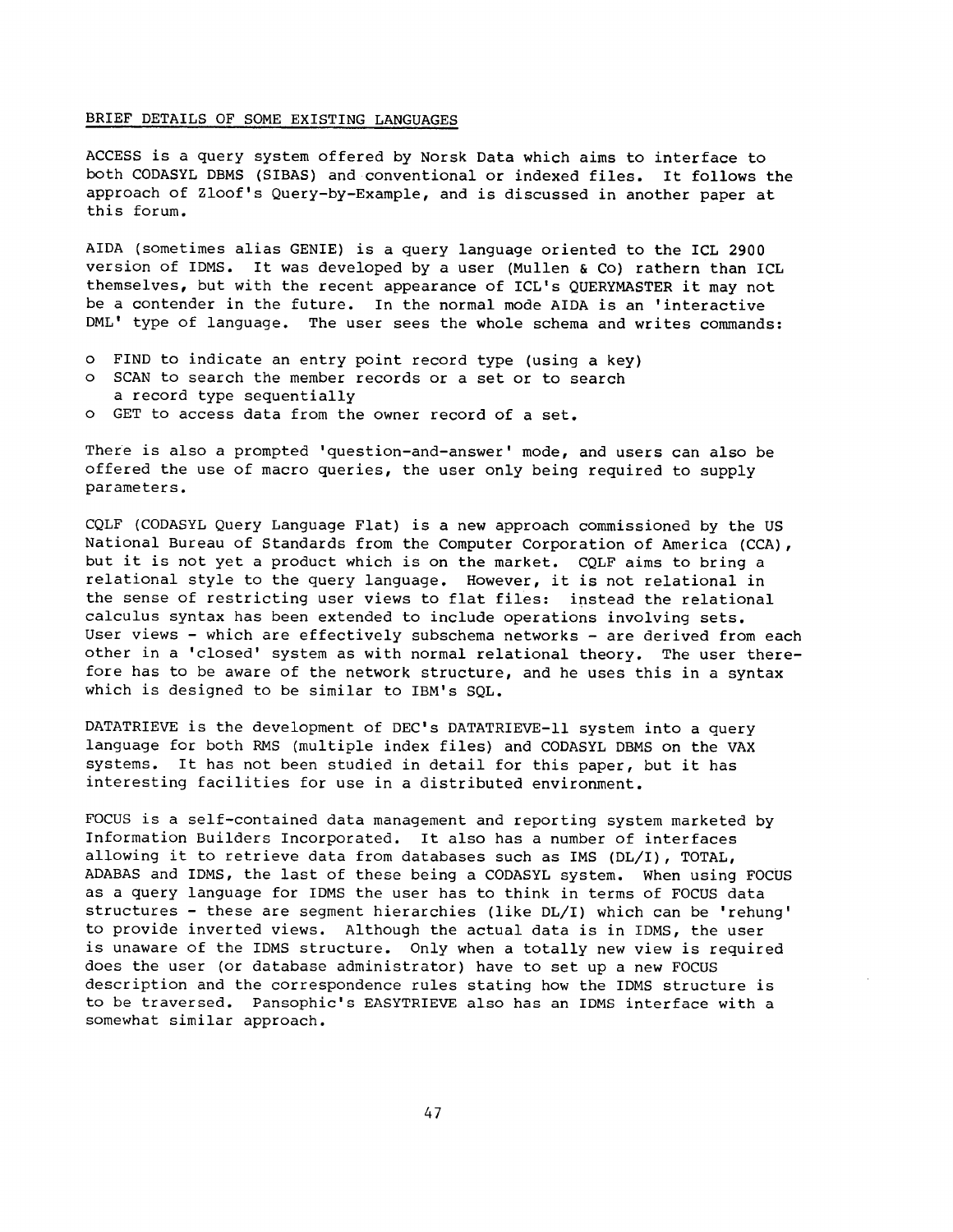BRIEF DETAILS OF SOME EXISTING LANGUAGES

ACCESS is a query system offered by Norsk Data which aims to interface to both CODASYL DBMS (SIBAS) and conventional or indexed files. It follows the approach of Zloof's Query-by-Example, and is discussed in another paper at this forum.

AIDA (sometimes alias GENIE) is a query language oriented to the ICL 2900 version of IDMS. It was developed by a user (Mullen & Co) rathern than ICL themselves, but with the recent appearance of ICL's QUERYMASTER it may not be a contender in the future. In the normal mode AIDA is an 'interactive DML' type of language. The user sees the whole schema and writes commands:

- FIND to indicate an entry point record type (using a key)
- SCAN to search the member records or a set or to search a record type sequentially
- GET to access data from the owner record of a set.

There is also a prompted 'question-and-answer' mode, and users can also be offered the use of macro queries, the user only being required to supply parameters.

CQLF (CODASYL Query Language Flat) is a new approach commissioned by the US National Bureau of Standards from the Computer Corporation of America (CCA), but it is not yet a product which is on the market. CQLF aims to bring a relational style to the query language. However, it is not relational in the sense of restricting user views to flat files: instead the relational calculus syntax has been extended to include operations involving sets. User views - which are effectively subschema networks - are derived from each other in a 'closed' system as with normal relational theory. The user therefore has to be aware of the network structure, and he uses this in a syntax which is designed to be similar to IBM's SQL.

DATATRIEVE is the development of DEC's DATATRIEVE-11 system into a query language for both RMS (multiple index files) and CODASYL DBMS on the VAX systems. It has not been studied in detail for this paper, but it has interesting facilities for use in a distributed environment.

FOCUS is a self-contained data management and reporting system marketed by Information Builders Incorporated. It also has a number of interfaces allowing it to retrieve data from databases such as IMS (DL/I), TOTAL, ADABAS and IDMS, the last of these being a CODASYL system. When using FOCUS as a query language for IDMS the user has to think in terms of FOCUS data structures - these are segment hierarchies (like DL/I) which can be 'rehung' to provide inverted views. Although the actual data is in IDMS, the user is unaware of the IDMS structure. Only when a totally new view is required does the user (or database administrator) have to set up a new FOCUS description and the correspondence rules stating how the IDMS structure is to be traversed. Pansophic's EASYTRIEVE also has an IDMS interface with a somewhat similar approach.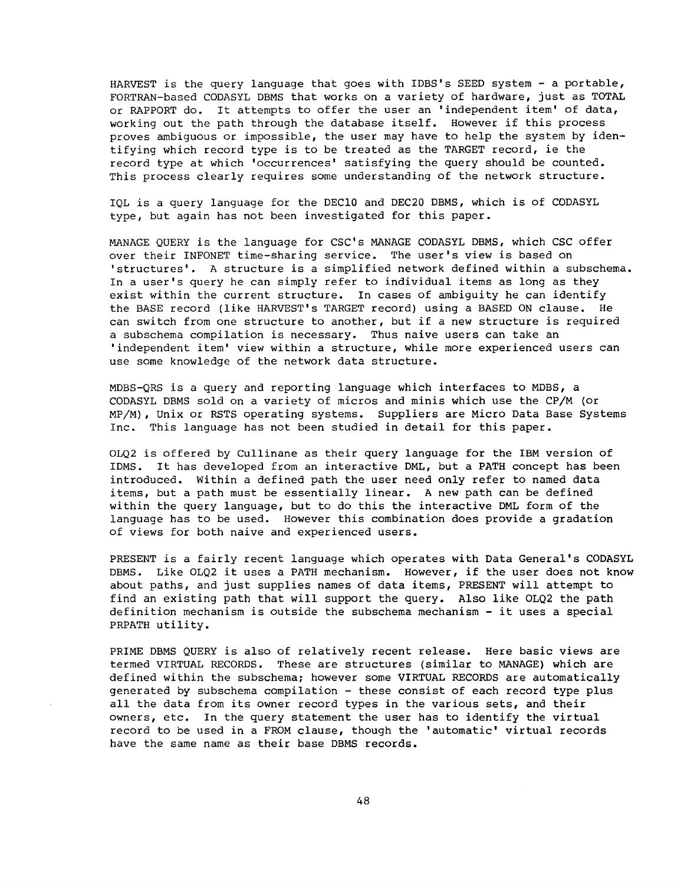HARVEST is the query language that goes with IDBS's SEED system - a portable, FORTRAN-based CODASYL DBMS that works on a variety of hardware, just as TOTAL or RAPPORT do. It attempts to offer the user an 'independent item' of data, working out the path through the database itself. However if this process proves ambiguous or impossible, the user may have to help the system by identifying which record type is to be treated as the TARGET record, ie the record type at which 'occurrences' satisfying the query should be counted. This process clearly requires some understanding of the network structure.

IQL is a query language for the DEC10 and DEC20 DBMS, which is of CODASYL type, but again has not been investigated for this paper.

MANAGE QUERY is the language for CSC's MANAGE CODASYL DBMS, which CSC offer over their INFONET time-sharing service. The user's view is based on 'structures'. A structure is a simplified network defined within a subschema. In a user's query he can simply refer to individual items as long as they exist within the current structure. In cases of ambiguity he can identify the BASE record (like HARVEST's TARGET record) using a BASED ON clause. He can switch from one structure to another, but if a new structure is required a subschema compilation is necessary. Thus naive users can take an 'independent item' view within a structure, while more experienced users can use some knowledge of the network data structure.

MDBS-QRS is a query and reporting language which interfaces to MDBS, a CODASYL DBMS sold on a variety of micros and minis which use the CP/M (or MP/M), Unix or RSTS operating systems. Suppliers are Micro Data Base Systems Inc. This language has not been studied in detail for this paper.

OLQ2 is offered by Cullinane as their query language for the IBM version of IDMS. It has developed from an interactive DML, but a PATH concept has been introduced. Within a defined path the user need only refer to named data items, but a path must be essentially linear. A new path can be defined within the query language, but to do this the interactive DML form of the language has to be used. However this combination does provide a gradation of views for both naive and experienced users.

PRESENT is a fairly recent language which operates with Data General's CODASYL DBMS. Like OLQ2 it uses a PATH mechanism. However, if the user does not know about paths, and just supplies names of data items, PRESENT will attempt to find an existing path that will support the query. Also like OLQ2 the path definition mechanism is outside the subschema mechanism - it uses a special PRPATH utility.

PRIME DBMS QUERY is also of relatively recent release. Here basic views are termed VIRTUAL RECORDS. These are structures (similar to MANAGE) which are defined within the subschema; however some VIRTUAL RECORDS are automatically generated by subschema compilation - these consist of each record type plus all the data from its owner record types in the various sets, and their owners, etc. In the query statement the user has to identify the virtual record to be used in a FROM clause, though the 'automatic' virtual records have the same name as their base DBMS records.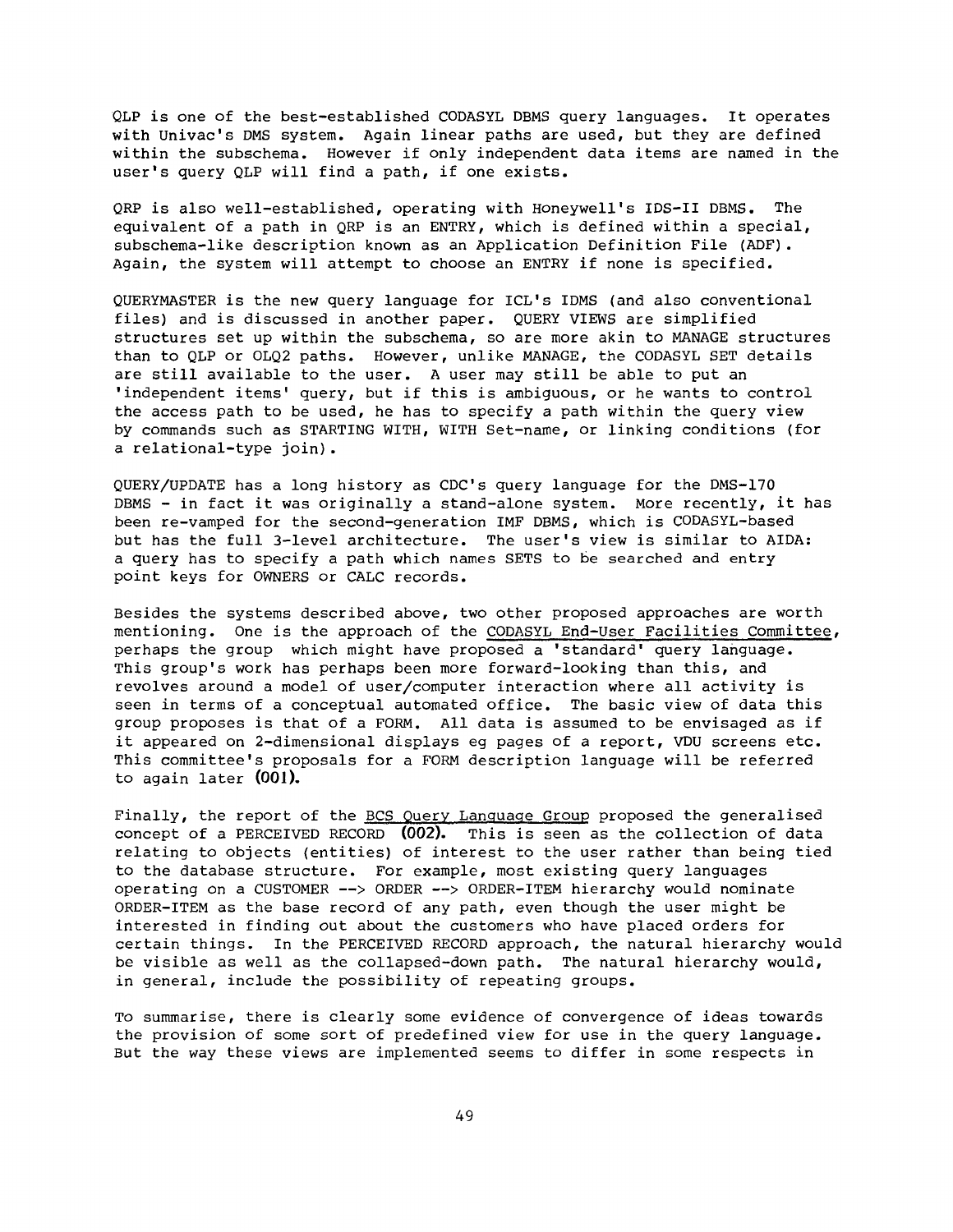QLP is one of the best-established CODASYL DBMS query languages. It operates with Univac's DMS system. Again linear paths are used, but they are defined within the subschema. However if only independent data items are named in the user's query QLP will find a path, if one exists.

QRP is also well-established, operating with Honeywell's IDS-II DBMS. The equivalent of a path in QRP is an ENTRY, which is defined within a special, subschema-like description known as an Application Definition File (ADF). Again, the system will attempt to choose an ENTRY if none is specified.

QUERYMASTER is the new query language for ICL's IDMS (and also conventional files) and is discussed in another paper. QUERY VIEWS are simplified structures set up within the subschema, so are more akin to MANAGE structures than to QLP or OLQ2 paths. However, unlike MANAGE, the CODASYL SET details are still available to the user. A user may still be able to put an 'independent items' query, but if this is ambiguous, or he wants to control the access path to be used, he has to specify a path within the query view by commands such as STARTING WITH, WITH Set-name, or linking conditions (for a relational-type join).

QUERY/UPDATE has a long history as CDC's query language for the DMS-170 DBMS - in fact it was originally a stand-alone system. More recently, it has been re-vamped for the second-generation IMF DBMS, which is CODASYL-based but has the full 3-level architecture. The user's view is similar to AIDA: a query has to specify a path which names SETS to be searched and entry point keys for OWNERS or CALC records.

Besides the systems described above, two other proposed approaches are worth mentioning. One is the approach of the <u>CODASYL End-User Facilities Committee</u>, perhaps the group which might have proposed a 'standard' query language. This group's work has perhaps been more forward-looking than this, and revolves around a model of user/computer interaction where all activity is seen in terms of a conceptual automated office. The basic view of data this group proposes is that of a FORM. All data is assumed to be envisaged as if it appeared on 2-dimensional displays eg pages of a report, VDU screens etc. This committee's proposals for a FORM description language will be referred to again later **(001)**.

Finally, the report of the <u>BCS Query Language Group</u> proposed the generalised concept of a PERCEIVED RECORD **(002)**. This is seen as the collection of data relating to objects (entities) of interest to the user rather than being tied to the database structure. For example, most existing query languages operating on a CUSTOMER --> ORDER --> ORDER-ITEM hierarchy would nominate ORDER-ITEM as the base record of any path, even though the user might be interested in finding out about the customers who have placed orders for certain things. In the PERCEIVED RECORD approach, the natural hierarchy would be visible as well as the collapsed-down path. The natural hierarchy would, in general, include the possibility of repeating groups.

To summarise, there is clearly some evidence of convergence of ideas towards the provision of some sort of predefined view for use in the query language. But the way these views are implemented seems to differ in some respects in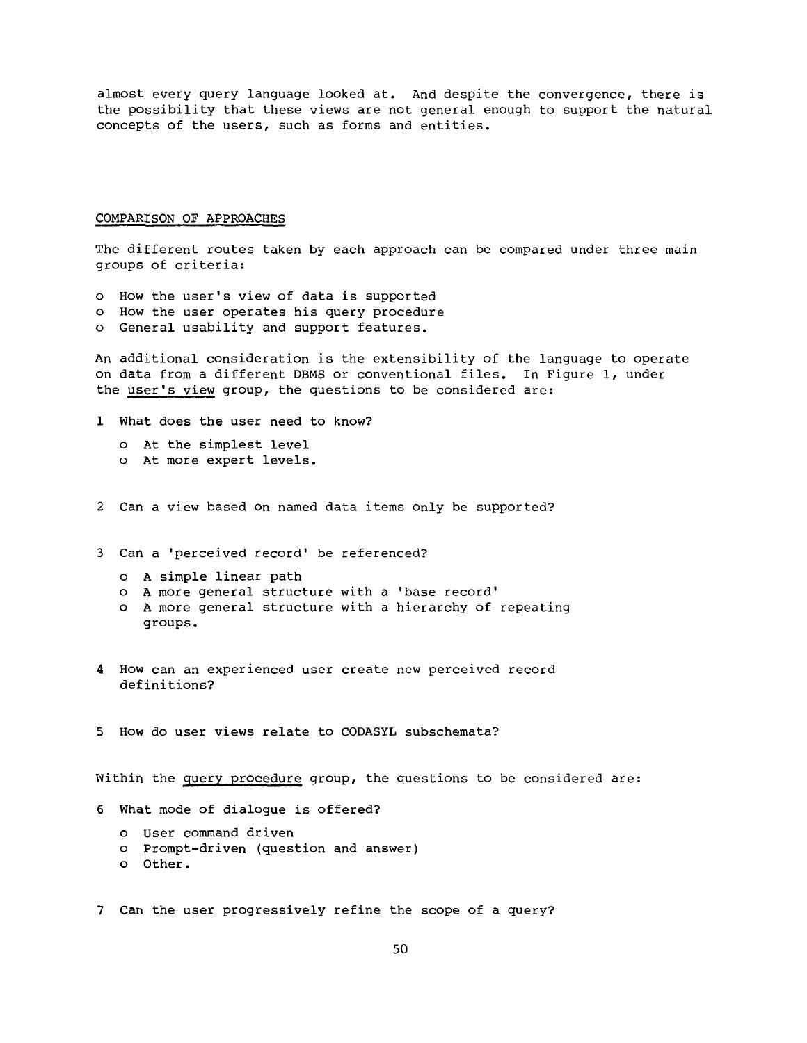almost every query language looked at. And despite the convergence, there is the possibility that these views are not general enough to support the natural concepts of the users, such as forms and entities.

## COMPARISON OF APPROACHES

The different routes taken by each approach can be compared under three main groups of criteria:

- How the user's view of data is supported
- How the user operates his query procedure
- General usability and support features.

An additional consideration is the extensibility of the language to operate on data from a different DBMS or conventional files. In Figure 1, under the user's view group, the questions to be considered are:

1 What does the user need to know?

   - At the simplest level
   - At more expert levels.

2 Can a view based on named data items only be supported?

3 Can a 'perceived record' be referenced?

   - A simple linear path
   - A more general structure with a 'base record'
   - A more general structure with a hierarchy of repeating groups.

4 How can an experienced user create new perceived record definitions?

5 How do user views relate to CODASYL subschemata?

Within the query procedure group, the questions to be considered are:

6 What mode of dialogue is offered?

   - User command driven
   - Prompt-driven (question and answer)
   - Other.

7 Can the user progressively refine the scope of a query?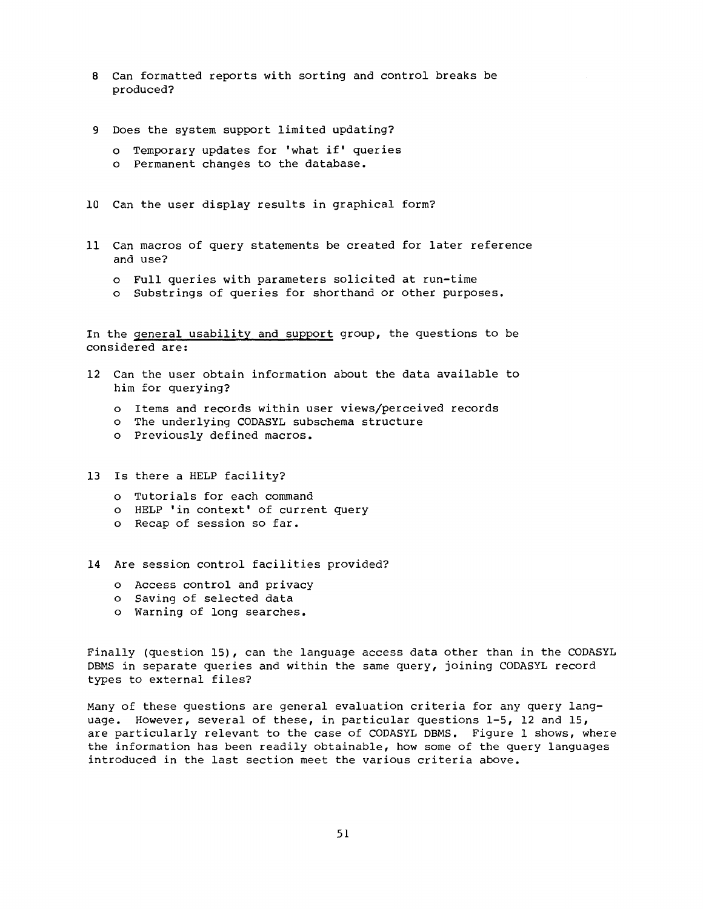8 Can formatted reports with sorting and control breaks be produced?

9 Does the system support limited updating?

- o Temporary updates for 'what if' queries
- o Permanent changes to the database.

10 Can the user display results in graphical form?

11 Can macros of query statements be created for later reference and use?

- o Full queries with parameters solicited at run-time
- o Substrings of queries for shorthand or other purposes.

In the general usability and support group, the questions to be considered are:

12 Can the user obtain information about the data available to him for querying?

- o Items and records within user views/perceived records
- o The underlying CODASYL subschema structure
- o Previously defined macros.

13 Is there a HELP facility?

- o Tutorials for each command
- o HELP 'in context' of current query
- o Recap of session so far.

14 Are session control facilities provided?

- o Access control and privacy
- o Saving of selected data
- o Warning of long searches.

Finally (question 15), can the language access data other than in the CODASYL DBMS in separate queries and within the same query, joining CODASYL record types to external files?

Many of these questions are general evaluation criteria for any query language. However, several of these, in particular questions 1-5, 12 and 15, are particularly relevant to the case of CODASYL DBMS. Figure 1 shows, where the information has been readily obtainable, how some of the query languages introduced in the last section meet the various criteria above.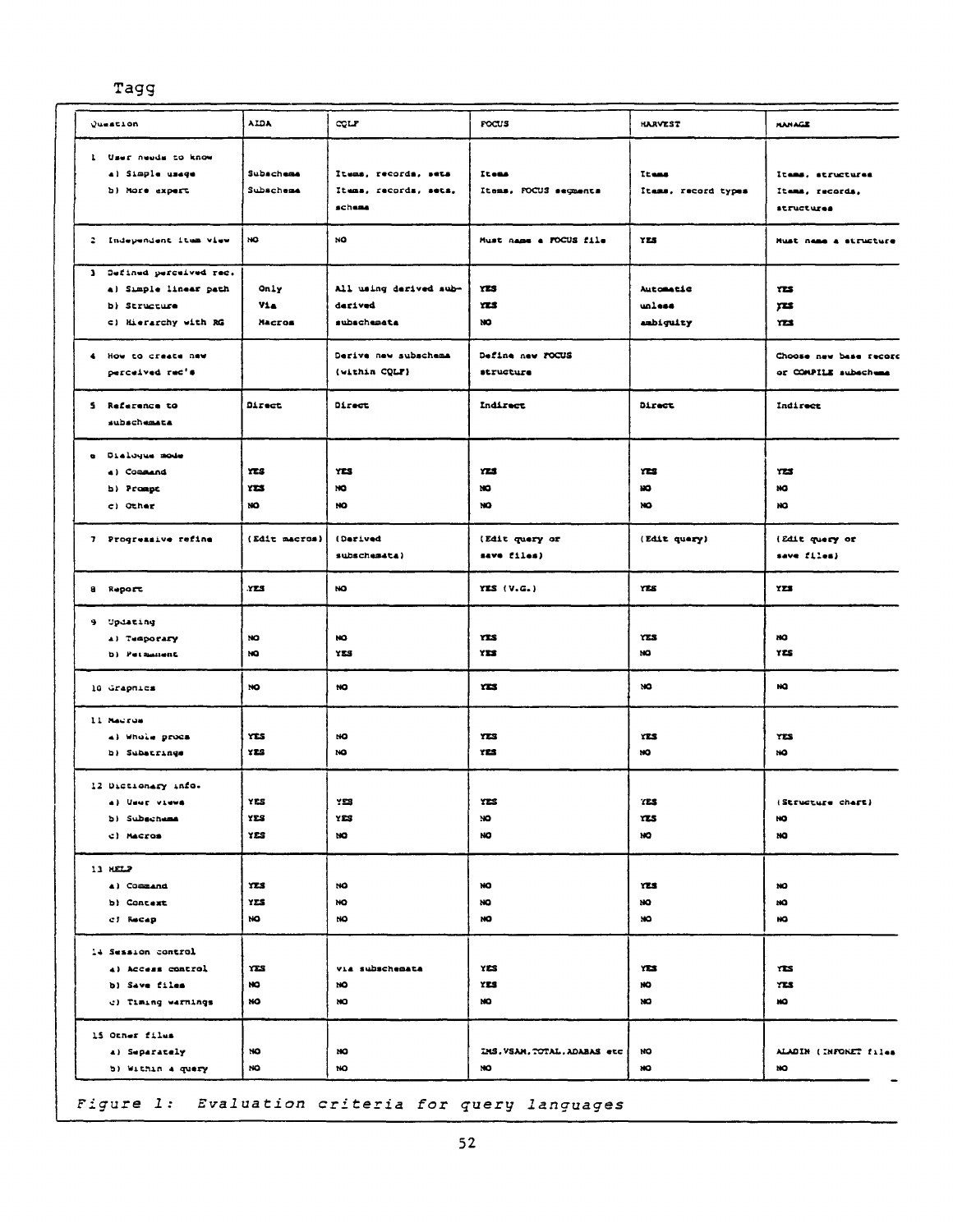| Question | AIDA | CQLF | FOCUS | HARVEST | MANAGE |
|---|---|---|---|---|---|
| 1 User needs to know | | | | | |
| a) Simple usage | Subschema | Items, records, sets | Items | Items | Items, structures |
| b) More expert | Subschema | Items, records, sets, schema | Items, FOCUS segments | Items, record types | Items, records, structures |
| 2 Independent item view | NO | NO | Must name a FOCUS file | YES | Must name a structure |
| 3 Defined perceived rec. | | | | | |
| a) Simple linear path | Only | All using derived sub- | YES | Automatic | YES |
| b) Structure | Via | derived | YES | unless | YES |
| c) Hierarchy with RG | Macros | subschemata | NO | ambiguity | YES |
| 4 How to create new perceived rec's | | Derive new subschema (within CQLF) | Define new FOCUS structure | | Choose new base record or COMPILE subschema |
| 5 Reference to subschemata | Direct | Direct | Indirect | Direct | Indirect |
| 6 Dialogue mode | | | | | |
| a) Command | YES | YES | YES | YES | YES |
| b) Prompt | YES | NO | NO | NO | NO |
| c) Other | NO | NO | NO | NO | NO |
| 7 Progressive refine | (Edit macros) | (Derived subschemata) | (Edit query or save files) | (Edit query) | (Edit query or save files) |
| 8 Report | YES | NO | YES (V.G.) | YES | YES |
| 9 Updating | | | | | |
| a) Temporary | NO | NO | YES | YES | NO |
| b) Permanent | NO | YES | YES | NO | YES |
| 10 Graphics | NO | NO | YES | NO | NO |
| 11 Macros | | | | | |
| a) Whole procs | YES | NO | YES | YES | YES |
| b) Substrings | YES | NO | YES | NO | NO |
| 12 Dictionary info. | | | | | |
| a) User views | YES | YES | YES | YES | (Structure chart) |
| b) Subschema | YES | YES | NO | YES | NO |
| c) Macros | YES | NO | NO | NO | NO |
| 13 HELP | | | | | |
| a) Command | YES | NO | NO | YES | NO |
| b) Context | YES | NO | NO | NO | NO |
| c) Recap | NO | NO | NO | NO | NO |
| 14 Session control | | | | | |
| a) Access control | YES | via subschemata | YES | YES | YES |
| b) Save files | NO | NO | YES | NO | YES |
| c) Timing warnings | NO | NO | NO | NO | NO |
| 15 Other files | | | | | |
| a) Separately | NO | NO | IMS,VSAM,TOTAL,ADABAS etc | NO | ALADIN (INFONET files |
| b) Within a query | NO | NO | NO | NO | NO |

*Figure 1: Evaluation criteria for query languages*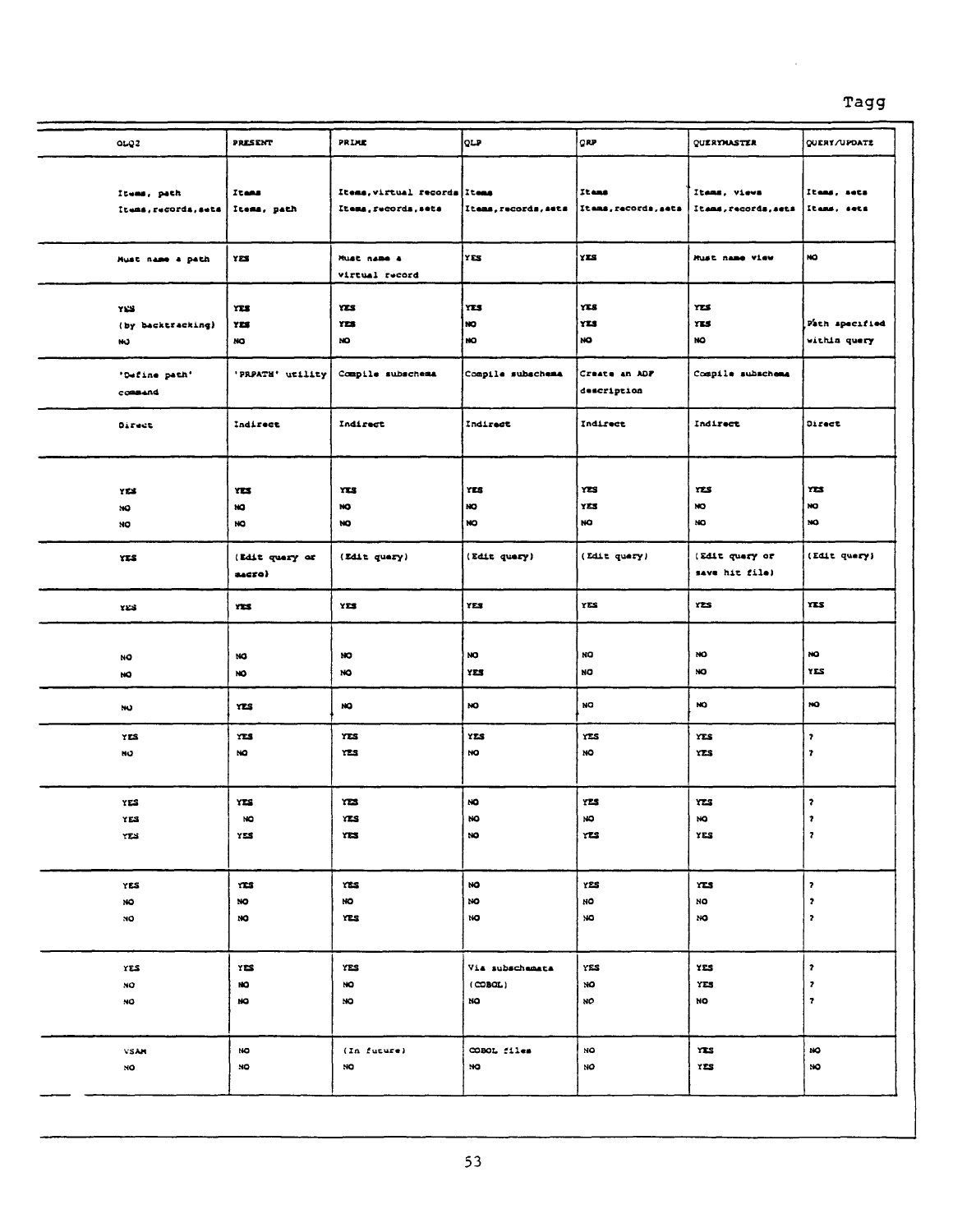| OLQ2 | PRESENT | PRIME | QLP | QRP | QUERYMASTER | QUERY/UPDATE |
|---|---|---|---|---|---|---|
| Items, path<br>Items,records,sets | Items<br>Items, path | Items,virtual records<br>Items,records,sets | Items<br>Items,records,sets | Items<br>Items,records,sets | Items, views<br>Items,records,sets | Items, sets<br>Items, sets |
| Must name a path | YES | Must name a virtual record | YES | YES | Must name view | NO |
| YES<br>(by backtracking)<br>NO | YES<br>YES<br>NO | YES<br>YES<br>NO | YES<br>NO<br>NO | YES<br>YES<br>NO | YES<br>YES<br>NO | Path specified within query |
| 'Define path' command | 'PRPATH' utility | Compile subschema | Compile subschema | Create an ADF description | Compile subschema | |
| Direct | Indirect | Indirect | Indirect | Indirect | Indirect | Direct |
| YES<br>NO<br>NO | YES<br>NO<br>NO | YES<br>NO<br>NO | YES<br>NO<br>NO | YES<br>YES<br>NO | YES<br>NO<br>NO | YES<br>NO<br>NO |
| YES | (Edit query or macro) | (Edit query) | (Edit query) | (Edit query) | (Edit query or save hit file) | (Edit query) |
| YES | YES | YES | YES | YES | YES | YES |
| NO<br>NO | NO<br>NO | NO<br>NO | NO<br>YES | NO<br>NO | NO<br>NO | NO<br>YES |
| NO | YES | NO | NO | NO | NO | NO |
| YES<br>NO | YES<br>NO | YES<br>YES | YES<br>NO | YES<br>NO | YES<br>YES | ?<br>? |
| YES<br>YES<br>YES | YES<br>NO<br>YES | YES<br>YES<br>YES | NO<br>NO<br>NO | YES<br>NO<br>YES | YES<br>NO<br>YES | ?<br>?<br>? |
| YES<br>NO<br>NO | YES<br>NO<br>NO | YES<br>NO<br>YES | NO<br>NO<br>NO | YES<br>NO<br>NO | YES<br>NO<br>NO | ?<br>?<br>? |
| YES<br>NO<br>NO | YES<br>NO<br>NO | YES<br>NO<br>NO | Via subschemata (COBOL)<br>NO | YES<br>NO<br>NO | YES<br>YES<br>NO | ?<br>?<br>? |
| VSAM<br>NO | NO<br>NO | (In future)<br>NO | COBOL files<br>NO | NO<br>NO | YES<br>YES | NO<br>NO |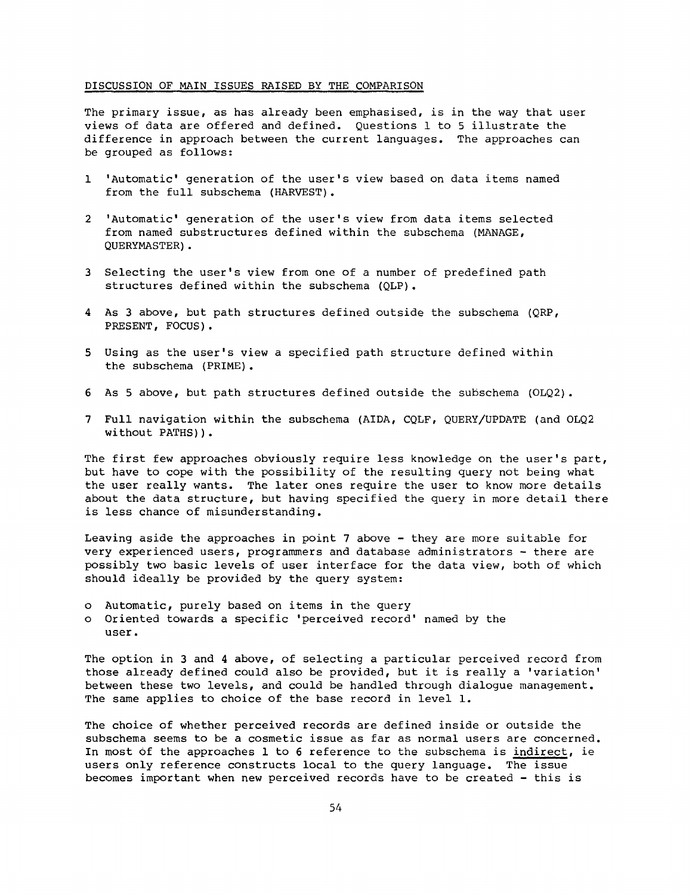## DISCUSSION OF MAIN ISSUES RAISED BY THE COMPARISON

The primary issue, as has already been emphasised, is in the way that user views of data are offered and defined. Questions 1 to 5 illustrate the difference in approach between the current languages. The approaches can be grouped as follows:

1. 'Automatic' generation of the user's view based on data items named from the full subschema (HARVEST).
2. 'Automatic' generation of the user's view from data items selected from named substructures defined within the subschema (MANAGE, QUERYMASTER).
3. Selecting the user's view from one of a number of predefined path structures defined within the subschema (QLP).
4. As 3 above, but path structures defined outside the subschema (QRP, PRESENT, FOCUS).
5. Using as the user's view a specified path structure defined within the subschema (PRIME).
6. As 5 above, but path structures defined outside the subschema (OLQ2).
7. Full navigation within the subschema (AIDA, CQLF, QUERY/UPDATE (and OLQ2 without PATHS)).

The first few approaches obviously require less knowledge on the user's part, but have to cope with the possibility of the resulting query not being what the user really wants. The later ones require the user to know more details about the data structure, but having specified the query in more detail there is less chance of misunderstanding.

Leaving aside the approaches in point 7 above - they are more suitable for very experienced users, programmers and database administrators - there are possibly two basic levels of user interface for the data view, both of which should ideally be provided by the query system:

- Automatic, purely based on items in the query
- Oriented towards a specific 'perceived record' named by the user.

The option in 3 and 4 above, of selecting a particular perceived record from those already defined could also be provided, but it is really a 'variation' between these two levels, and could be handled through dialogue management. The same applies to choice of the base record in level 1.

The choice of whether perceived records are defined inside or outside the subschema seems to be a cosmetic issue as far as normal users are concerned. In most of the approaches 1 to 6 reference to the subschema is _indirect_, ie users only reference constructs local to the query language. The issue becomes important when new perceived records have to be created - this is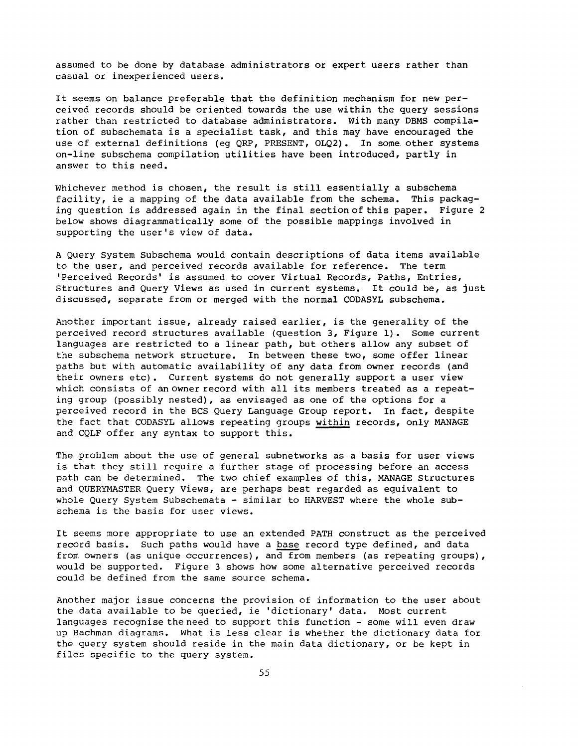assumed to be done by database administrators or expert users rather than casual or inexperienced users.

It seems on balance preferable that the definition mechanism for new perceived records should be oriented towards the use within the query sessions rather than restricted to database administrators. With many DBMS compilation of subschemata is a specialist task, and this may have encouraged the use of external definitions (eg QRP, PRESENT, OLQ2). In some other systems on-line subschema compilation utilities have been introduced, partly in answer to this need.

Whichever method is chosen, the result is still essentially a subschema facility, ie a mapping of the data available from the schema. This packaging question is addressed again in the final section of this paper. Figure 2 below shows diagrammatically some of the possible mappings involved in supporting the user's view of data.

A Query System Subschema would contain descriptions of data items available to the user, and perceived records available for reference. The term 'Perceived Records' is assumed to cover Virtual Records, Paths, Entries, Structures and Query Views as used in current systems. It could be, as just discussed, separate from or merged with the normal CODASYL subschema.

Another important issue, already raised earlier, is the generality of the perceived record structures available (question 3, Figure 1). Some current languages are restricted to a linear path, but others allow any subset of the subschema network structure. In between these two, some offer linear paths but with automatic availability of any data from owner records (and their owners etc). Current systems do not generally support a user view which consists of an owner record with all its members treated as a repeating group (possibly nested), as envisaged as one of the options for a perceived record in the BCS Query Language Group report. In fact, despite the fact that CODASYL allows repeating groups <u>within</u> records, only MANAGE and CQLF offer any syntax to support this.

The problem about the use of general subnetworks as a basis for user views is that they still require a further stage of processing before an access path can be determined. The two chief examples of this, MANAGE Structures and QUERYMASTER Query Views, are perhaps best regarded as equivalent to whole Query System Subschemata - similar to HARVEST where the whole subschema is the basis for user views.

It seems more appropriate to use an extended PATH construct as the perceived record basis. Such paths would have a <u>base</u> record type defined, and data from owners (as unique occurrences), and from members (as repeating groups), would be supported. Figure 3 shows how some alternative perceived records could be defined from the same source schema.

Another major issue concerns the provision of information to the user about the data available to be queried, ie 'dictionary' data. Most current languages recognise the need to support this function - some will even draw up Bachman diagrams. What is less clear is whether the dictionary data for the query system should reside in the main data dictionary, or be kept in files specific to the query system.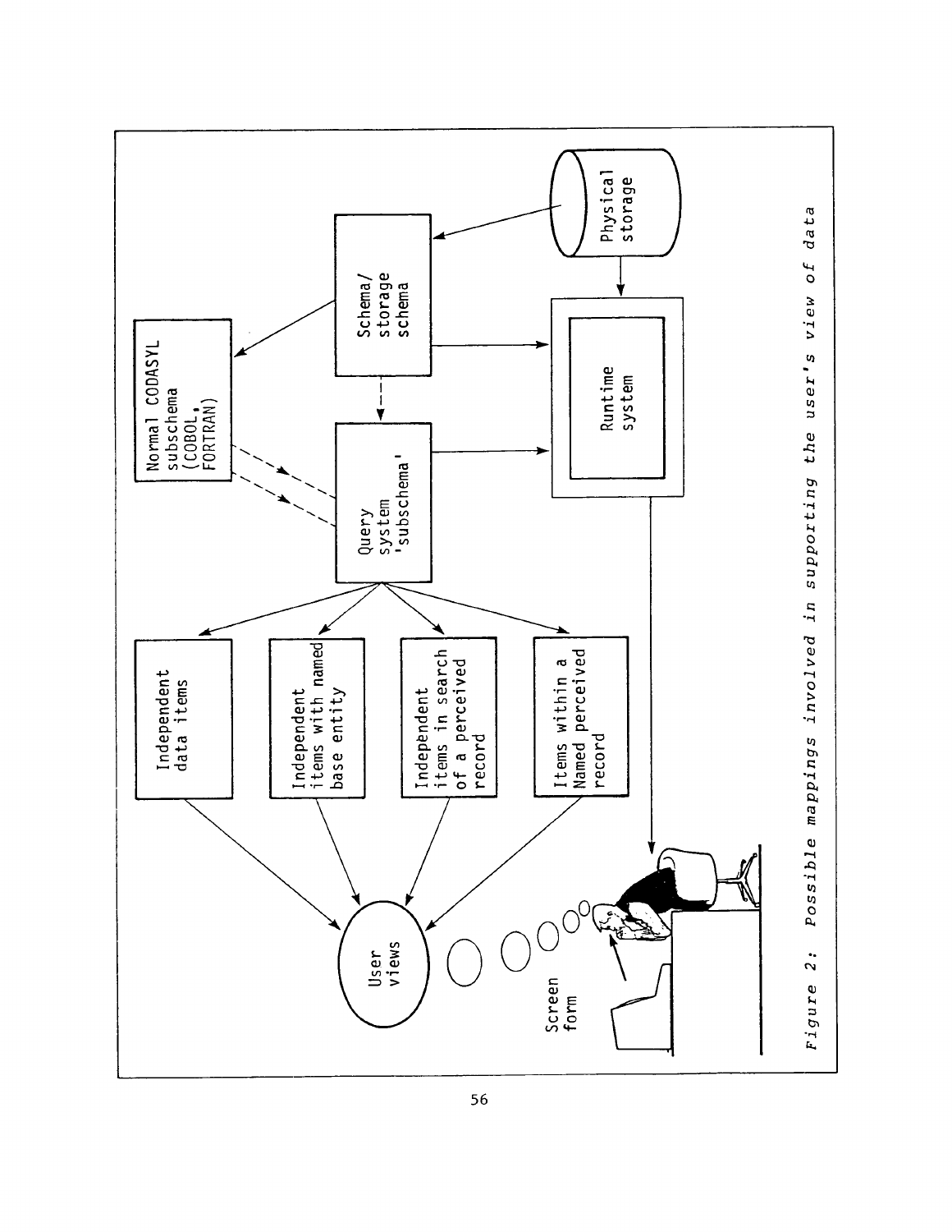*Figure 2: Possible mappings involved in supporting the user's view of data*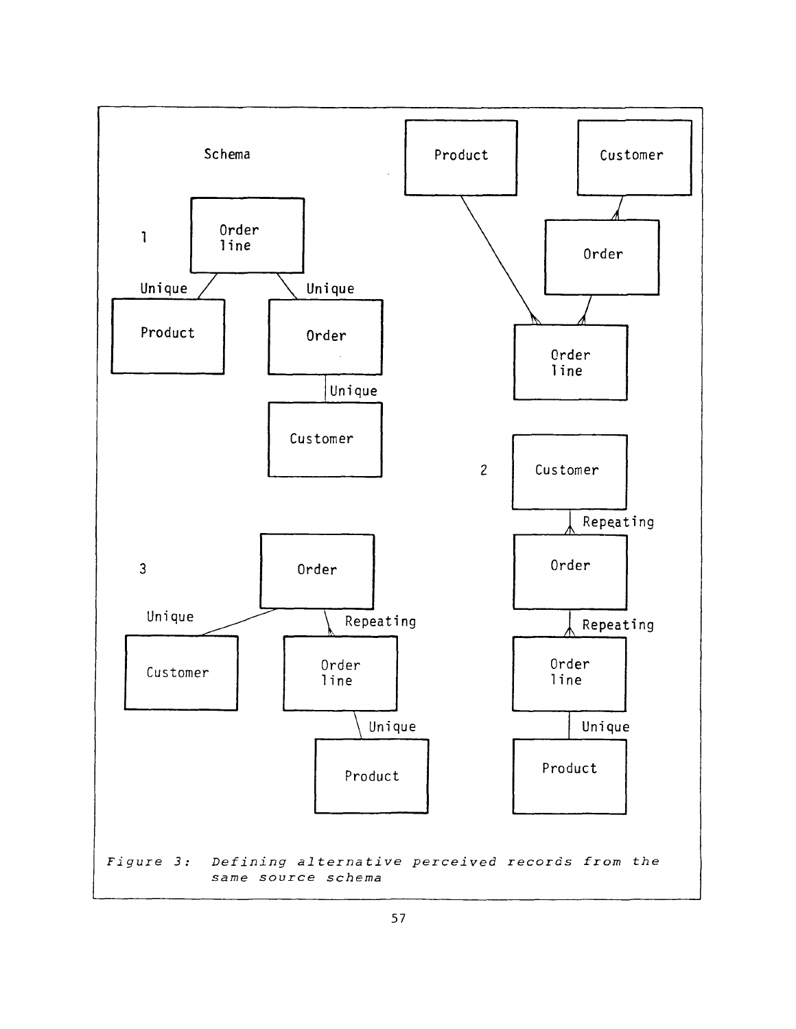Schema

Product

Customer

Order

Order line

1

Order line

Unique

Unique

Product

Order

Unique

Customer

2

Customer

Repeating

Order

Repeating

Order line

Unique

Product

3

Order

Unique

Repeating

Customer

Order line

Unique

Product

*Figure 3: Defining alternative perceived records from the same source schema*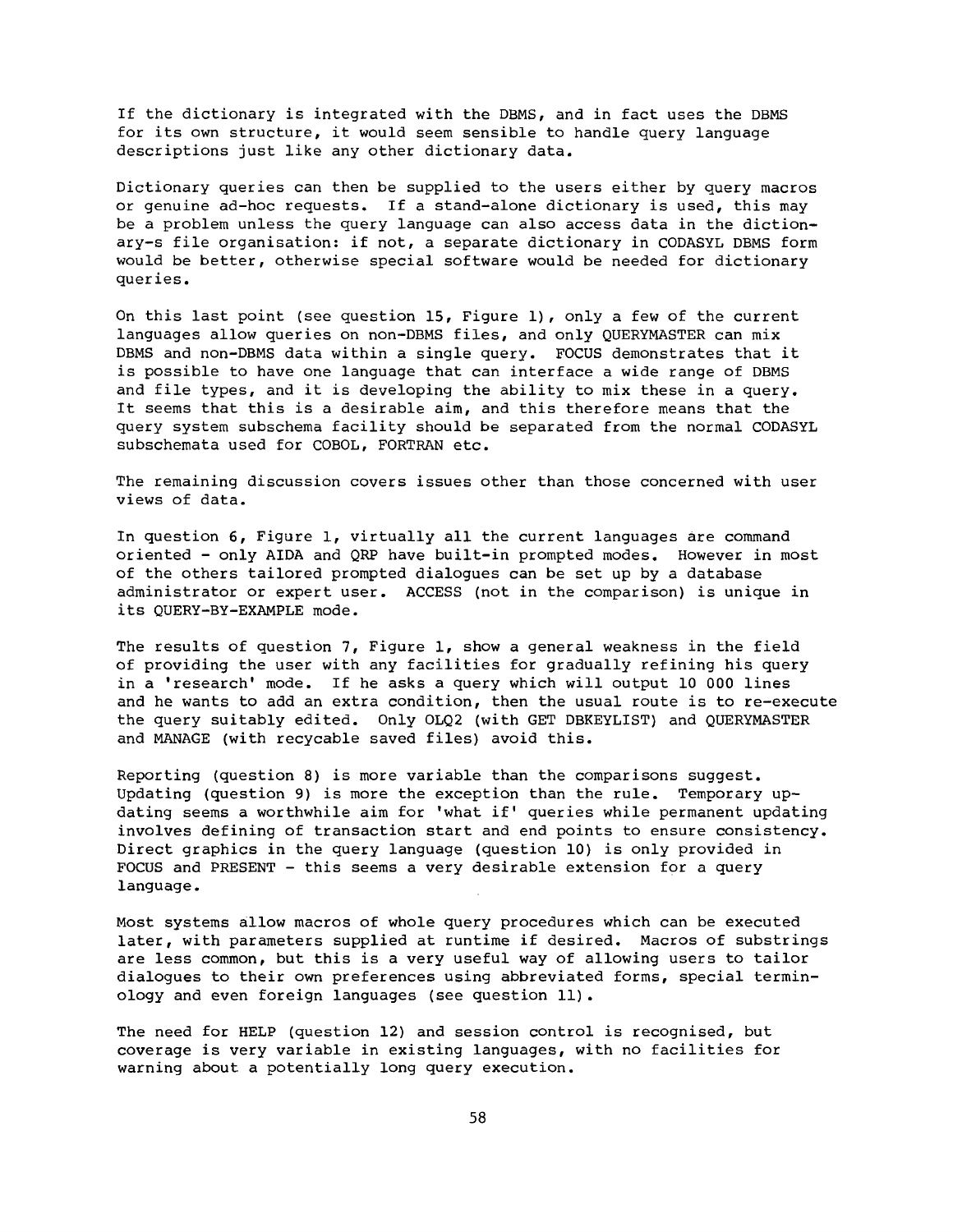If the dictionary is integrated with the DBMS, and in fact uses the DBMS for its own structure, it would seem sensible to handle query language descriptions just like any other dictionary data.

Dictionary queries can then be supplied to the users either by query macros or genuine ad-hoc requests. If a stand-alone dictionary is used, this may be a problem unless the query language can also access data in the dictionary-s file organisation: if not, a separate dictionary in CODASYL DBMS form would be better, otherwise special software would be needed for dictionary queries.

On this last point (see question 15, Figure 1), only a few of the current languages allow queries on non-DBMS files, and only QUERYMASTER can mix DBMS and non-DBMS data within a single query. FOCUS demonstrates that it is possible to have one language that can interface a wide range of DBMS and file types, and it is developing the ability to mix these in a query. It seems that this is a desirable aim, and this therefore means that the query system subschema facility should be separated from the normal CODASYL subschemata used for COBOL, FORTRAN etc.

The remaining discussion covers issues other than those concerned with user views of data.

In question 6, Figure 1, virtually all the current languages are command oriented - only AIDA and QRP have built-in prompted modes. However in most of the others tailored prompted dialogues can be set up by a database administrator or expert user. ACCESS (not in the comparison) is unique in its QUERY-BY-EXAMPLE mode.

The results of question 7, Figure 1, show a general weakness in the field of providing the user with any facilities for gradually refining his query in a 'research' mode. If he asks a query which will output 10 000 lines and he wants to add an extra condition, then the usual route is to re-execute the query suitably edited. Only OLQ2 (with GET DBKEYLIST) and QUERYMASTER and MANAGE (with recycable saved files) avoid this.

Reporting (question 8) is more variable than the comparisons suggest. Updating (question 9) is more the exception than the rule. Temporary updating seems a worthwhile aim for 'what if' queries while permanent updating involves defining of transaction start and end points to ensure consistency. Direct graphics in the query language (question 10) is only provided in FOCUS and PRESENT - this seems a very desirable extension for a query language.

Most systems allow macros of whole query procedures which can be executed later, with parameters supplied at runtime if desired. Macros of substrings are less common, but this is a very useful way of allowing users to tailor dialogues to their own preferences using abbreviated forms, special terminology and even foreign languages (see question 11).

The need for HELP (question 12) and session control is recognised, but coverage is very variable in existing languages, with no facilities for warning about a potentially long query execution.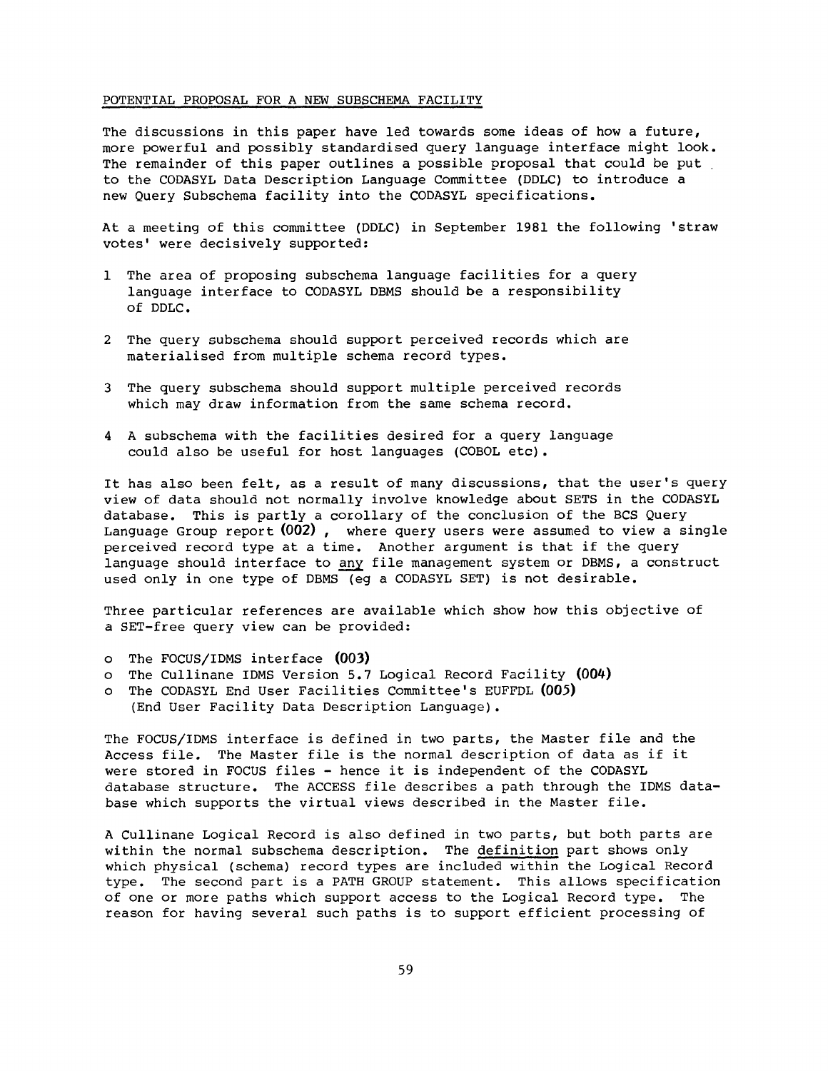## POTENTIAL PROPOSAL FOR A NEW SUBSCHEMA FACILITY

The discussions in this paper have led towards some ideas of how a future, more powerful and possibly standardised query language interface might look. The remainder of this paper outlines a possible proposal that could be put to the CODASYL Data Description Language Committee (DDLC) to introduce a new Query Subschema facility into the CODASYL specifications.

At a meeting of this committee (DDLC) in September 1981 the following 'straw votes' were decisively supported:

1. The area of proposing subschema language facilities for a query language interface to CODASYL DBMS should be a responsibility of DDLC.
2. The query subschema should support perceived records which are materialised from multiple schema record types.
3. The query subschema should support multiple perceived records which may draw information from the same schema record.
4. A subschema with the facilities desired for a query language could also be useful for host languages (COBOL etc).

It has also been felt, as a result of many discussions, that the user's query view of data should not normally involve knowledge about SETS in the CODASYL database. This is partly a corollary of the conclusion of the BCS Query Language Group report **(002)**, where query users were assumed to view a single perceived record type at a time. Another argument is that if the query language should interface to <u>any</u> file management system or DBMS, a construct used only in one type of DBMS (eg a CODASYL SET) is not desirable.

Three particular references are available which show how this objective of a SET-free query view can be provided:

- The FOCUS/IDMS interface **(003)**
- The Cullinane IDMS Version 5.7 Logical Record Facility **(004)**
- The CODASYL End User Facilities Committee's EUFFDL **(005)** (End User Facility Data Description Language).

The FOCUS/IDMS interface is defined in two parts, the Master file and the Access file. The Master file is the normal description of data as if it were stored in FOCUS files - hence it is independent of the CODASYL database structure. The ACCESS file describes a path through the IDMS database which supports the virtual views described in the Master file.

A Cullinane Logical Record is also defined in two parts, but both parts are within the normal subschema description. The <u>definition</u> part shows only which physical (schema) record types are included within the Logical Record type. The second part is a PATH GROUP statement. This allows specification of one or more paths which support access to the Logical Record type. The reason for having several such paths is to support efficient processing of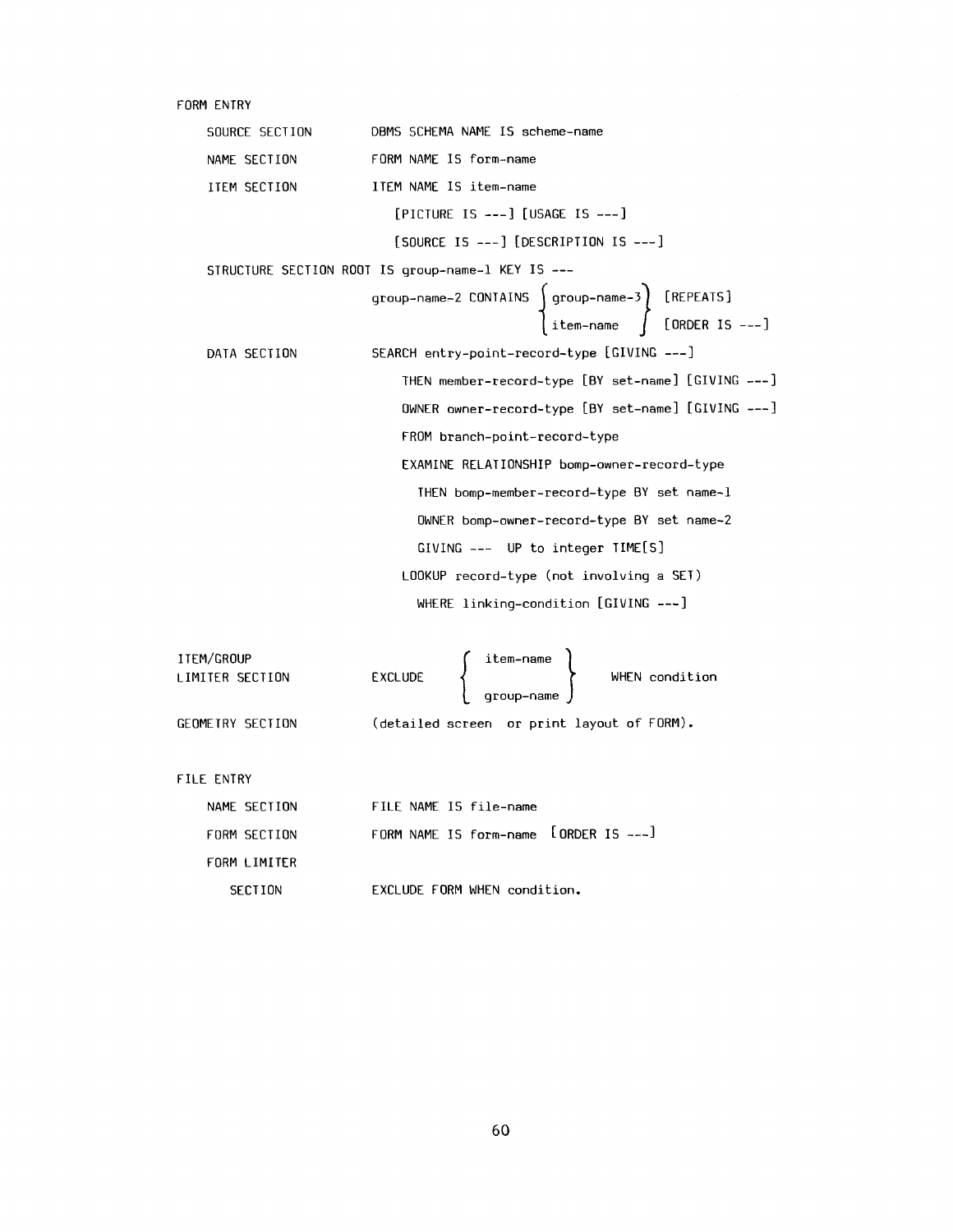```
FORM ENTRY

    SOURCE SECTION          DBMS SCHEMA NAME IS scheme-name

    NAME SECTION            FORM NAME IS form-name

    ITEM SECTION            ITEM NAME IS item-name

                               [PICTURE IS ---] [USAGE IS ---]

                               [SOURCE IS ---] [DESCRIPTION IS ---]

    STRUCTURE SECTION ROOT IS group-name-1 KEY IS ---

                            group-name-2 CONTAINS { group-name-3 }  [REPEATS]
                                                  { item-name    }  [ORDER IS ---]

    DATA SECTION            SEARCH entry-point-record-type [GIVING ---]

                                 THEN member-record-type [BY set-name] [GIVING ---]

                                 OWNER owner-record-type [BY set-name] [GIVING ---]

                                 FROM branch-point-record-type

                                 EXAMINE RELATIONSHIP bomp-owner-record-type

                                   THEN bomp-member-record-type BY set name-1

                                   OWNER bomp-owner-record-type BY set name-2

                                   GIVING ---  UP to integer TIME[S]

                                 LOOKUP record-type (not involving a SET)

                                   WHERE linking-condition [GIVING ---]


ITEM/GROUP                               { item-name  }
LIMITER SECTION             EXCLUDE      {            }      WHEN condition
                                         { group-name }

GEOMETRY SECTION            (detailed screen  or print layout of FORM).


FILE ENTRY

    NAME SECTION            FILE NAME IS file-name

    FORM SECTION            FORM NAME IS form-name  [ORDER IS ---]

    FORM LIMITER

       SECTION              EXCLUDE FORM WHEN condition.
```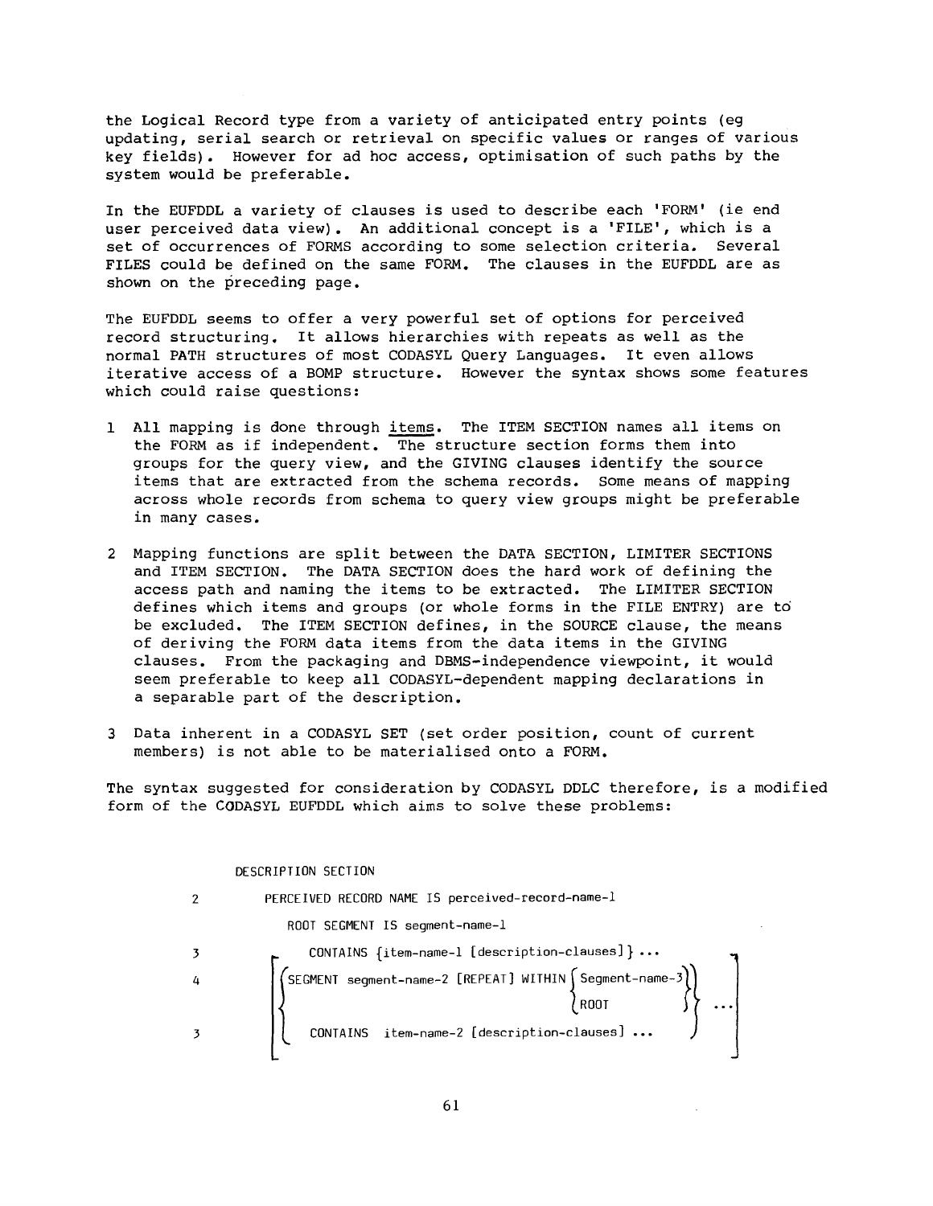the Logical Record type from a variety of anticipated entry points (eg updating, serial search or retrieval on specific values or ranges of various key fields). However for ad hoc access, optimisation of such paths by the system would be preferable.

In the EUFDDL a variety of clauses is used to describe each 'FORM' (ie end user perceived data view). An additional concept is a 'FILE', which is a set of occurrences of FORMS according to some selection criteria. Several FILES could be defined on the same FORM. The clauses in the EUFDDL are as shown on the preceding page.

The EUFDDL seems to offer a very powerful set of options for perceived record structuring. It allows hierarchies with repeats as well as the normal PATH structures of most CODASYL Query Languages. It even allows iterative access of a BOMP structure. However the syntax shows some features which could raise questions:

1 All mapping is done through <u>items</u>. The ITEM SECTION names all items on the FORM as if independent. The structure section forms them into groups for the query view, and the GIVING clauses identify the source items that are extracted from the schema records. Some means of mapping across whole records from schema to query view groups might be preferable in many cases.

2 Mapping functions are split between the DATA SECTION, LIMITER SECTIONS and ITEM SECTION. The DATA SECTION does the hard work of defining the access path and naming the items to be extracted. The LIMITER SECTION defines which items and groups (or whole forms in the FILE ENTRY) are to be excluded. The ITEM SECTION defines, in the SOURCE clause, the means of deriving the FORM data items from the data items in the GIVING clauses. From the packaging and DBMS-independence viewpoint, it would seem preferable to keep all CODASYL-dependent mapping declarations in a separable part of the description.

3 Data inherent in a CODASYL SET (set order position, count of current members) is not able to be materialised onto a FORM.

The syntax suggested for consideration by CODASYL DDLC therefore, is a modified form of the CODASYL EUFDDL which aims to solve these problems:

```
     DESCRIPTION SECTION
2        PERCEIVED RECORD NAME IS perceived-record-name-1
           ROOT SEGMENT IS segment-name-1
3      [    CONTAINS {item-name-1 [description-clauses]} ...                  ]
4      [ { SEGMENT segment-name-2 [REPEAT] WITHIN { Segment-name-3 } }        ]
       [ {                                        { ROOT           } } ...    ]
3      [ {  CONTAINS  item-name-2 [description-clauses] ...          }        ]
```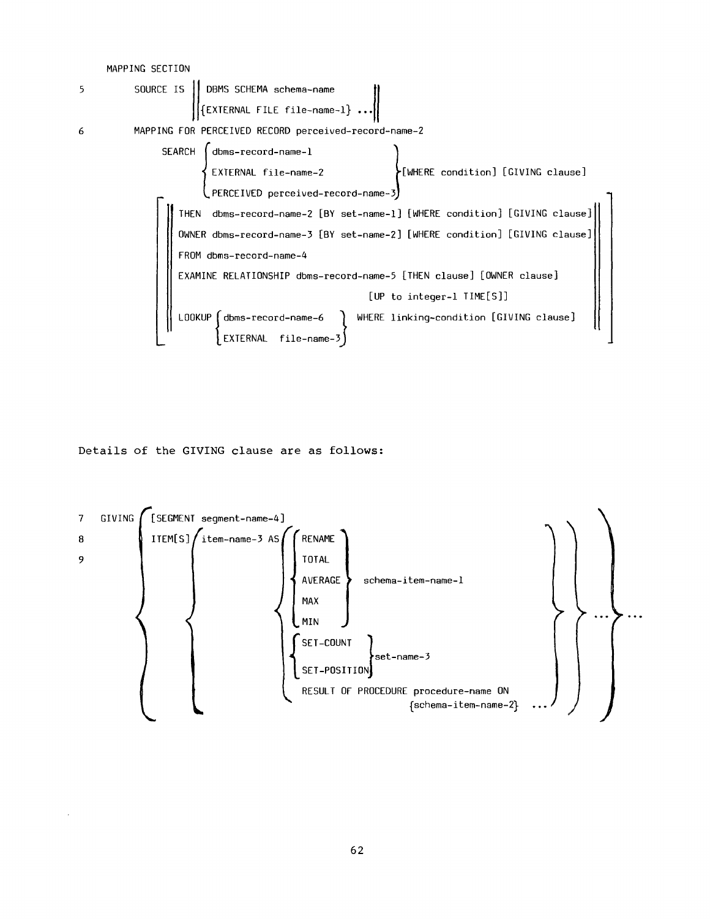```
MAPPING SECTION

5        SOURCE IS || DBMS SCHEMA schema-name          ||
                   ||{EXTERNAL FILE file-name-1} ...   ||

6        MAPPING FOR PERCEIVED RECORD perceived-record-name-2

              SEARCH { dbms-record-name-1                }
                     { EXTERNAL file-name-2              } [WHERE condition] [GIVING clause]
                     { PERCEIVED perceived-record-name-3 }

         [ || THEN  dbms-record-name-2 [BY set-name-1] [WHERE condition] [GIVING clause]  || ]
         [ || OWNER dbms-record-name-3 [BY set-name-2] [WHERE condition] [GIVING clause]  || ]
         [ || FROM dbms-record-name-4                                                     || ]
         [ || EXAMINE RELATIONSHIP dbms-record-name-5 [THEN clause] [OWNER clause]        || ]
         [ ||                                          [UP to integer-1 TIME[S]]          || ]
         [ || LOOKUP { dbms-record-name-6   } WHERE linking-condition [GIVING clause]     || ]
         [ ||        { EXTERNAL file-name-3 }                                             || ]
```

Details of the GIVING clause are as follows:

```
7   GIVING { [SEGMENT segment-name-4]
8          { ITEM[S] { item-name-3 AS { { RENAME  }                          } } ... } ...
9          {         {                { { TOTAL   }                          } }     }
           {         {                { { AVERAGE } schema-item-name-1       } }     }
           {         {                { { MAX     }                          } }     }
           {         {                { { MIN     }                          } }     }
           {         {                { { SET-COUNT    } set-name-3          } }     }
           {         {                { { SET-POSITION }                     } }     }
           {         {                { RESULT OF PROCEDURE procedure-name ON } }     }
           {         {                {          {schema-item-name-2} ...     } }     }
```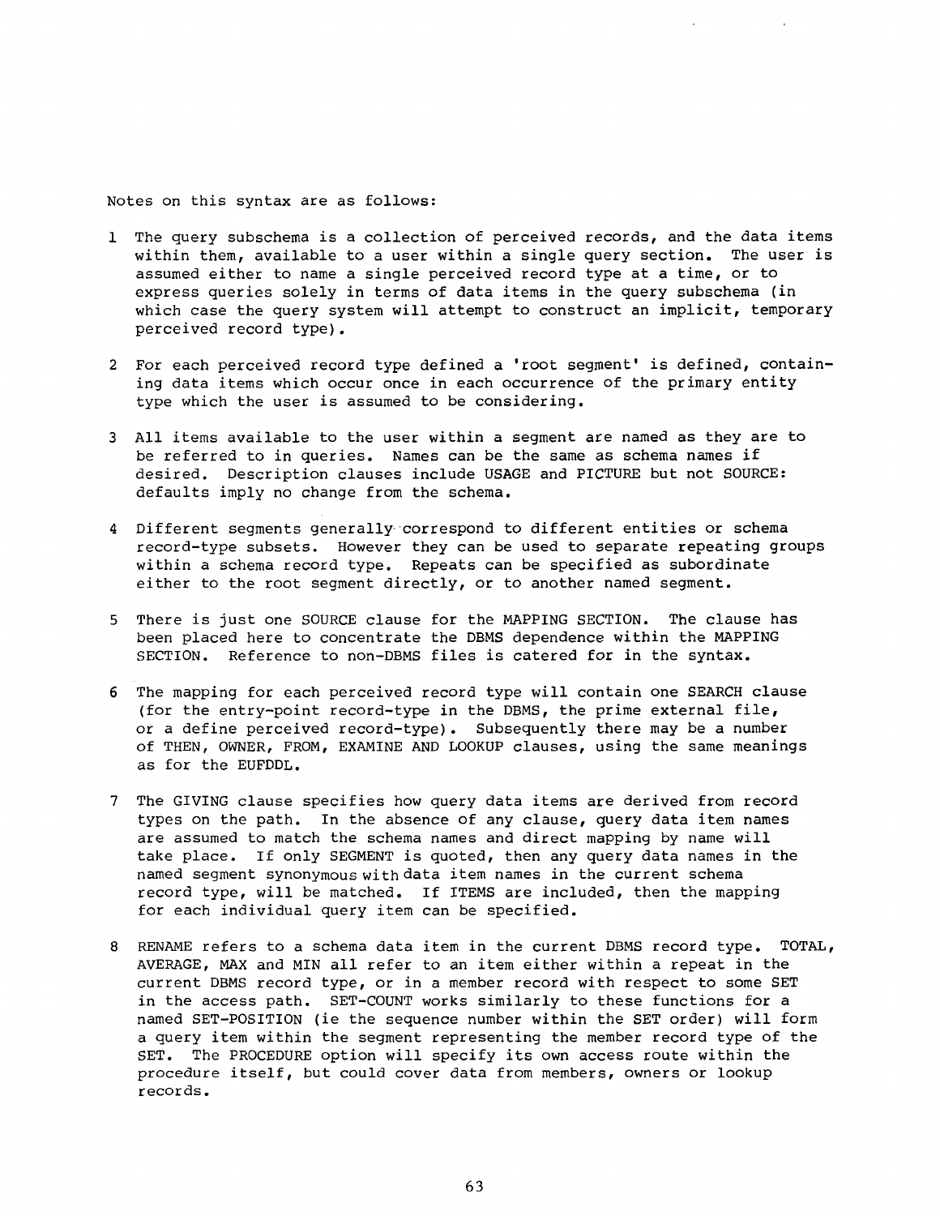Notes on this syntax are as follows:

1. The query subschema is a collection of perceived records, and the data items within them, available to a user within a single query section. The user is assumed either to name a single perceived record type at a time, or to express queries solely in terms of data items in the query subschema (in which case the query system will attempt to construct an implicit, temporary perceived record type).

2. For each perceived record type defined a 'root segment' is defined, containing data items which occur once in each occurrence of the primary entity type which the user is assumed to be considering.

3. All items available to the user within a segment are named as they are to be referred to in queries. Names can be the same as schema names if desired. Description clauses include USAGE and PICTURE but not SOURCE: defaults imply no change from the schema.

4. Different segments generally correspond to different entities or schema record-type subsets. However they can be used to separate repeating groups within a schema record type. Repeats can be specified as subordinate either to the root segment directly, or to another named segment.

5. There is just one SOURCE clause for the MAPPING SECTION. The clause has been placed here to concentrate the DBMS dependence within the MAPPING SECTION. Reference to non-DBMS files is catered for in the syntax.

6. The mapping for each perceived record type will contain one SEARCH clause (for the entry-point record-type in the DBMS, the prime external file, or a define perceived record-type). Subsequently there may be a number of THEN, OWNER, FROM, EXAMINE AND LOOKUP clauses, using the same meanings as for the EUFDDL.

7. The GIVING clause specifies how query data items are derived from record types on the path. In the absence of any clause, query data item names are assumed to match the schema names and direct mapping by name will take place. If only SEGMENT is quoted, then any query data names in the named segment synonymous with data item names in the current schema record type, will be matched. If ITEMS are included, then the mapping for each individual query item can be specified.

8. RENAME refers to a schema data item in the current DBMS record type. TOTAL, AVERAGE, MAX and MIN all refer to an item either within a repeat in the current DBMS record type, or in a member record with respect to some SET in the access path. SET-COUNT works similarly to these functions for a named SET-POSITION (ie the sequence number within the SET order) will form a query item within the segment representing the member record type of the SET. The PROCEDURE option will specify its own access route within the procedure itself, but could cover data from members, owners or lookup records.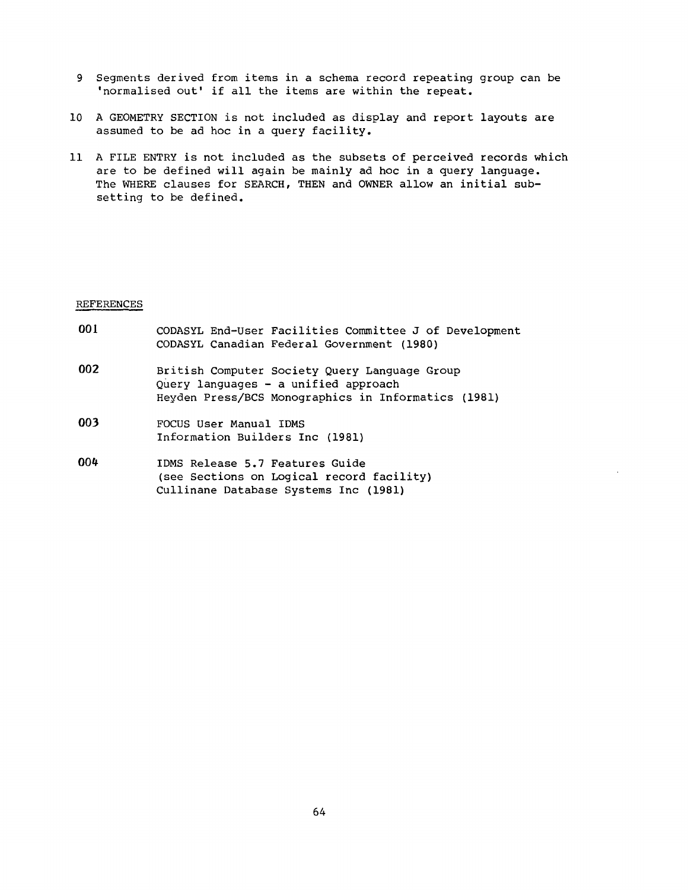9 Segments derived from items in a schema record repeating group can be 'normalised out' if all the items are within the repeat.

10 A GEOMETRY SECTION is not included as display and report layouts are assumed to be ad hoc in a query facility.

11 A FILE ENTRY is not included as the subsets of perceived records which are to be defined will again be mainly ad hoc in a query language. The WHERE clauses for SEARCH, THEN and OWNER allow an initial sub-setting to be defined.

REFERENCES

| | |
|---|---|
| 001 | CODASYL End-User Facilities Committee J of Development<br>CODASYL Canadian Federal Government (1980) |
| 002 | British Computer Society Query Language Group<br>Query languages - a unified approach<br>Heyden Press/BCS Monographics in Informatics (1981) |
| 003 | FOCUS User Manual IDMS<br>Information Builders Inc (1981) |
| 004 | IDMS Release 5.7 Features Guide<br>(see Sections on Logical record facility)<br>Cullinane Database Systems Inc (1981) |